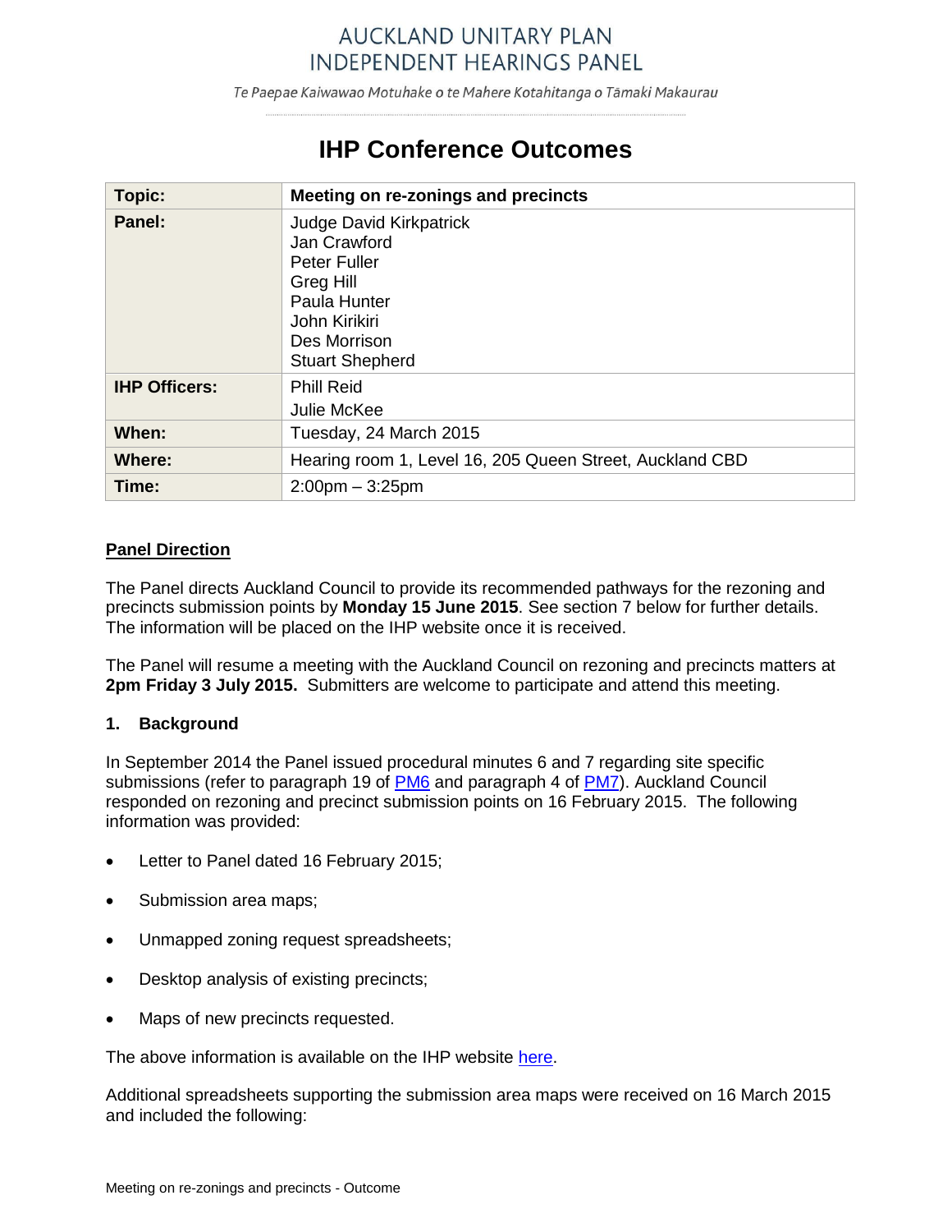# AUCKLAND UNITARY PLAN INDEPENDENT HEARINGS PANEL

*Te Paepae Kaiwawao Motuhake o te Mahere Kotahitanga o Tāmaki Makaurau*

# IHP Conference Outcomes

| **Topic:** | **Meeting on re-zonings and precincts** |
|---|---|
| **Panel:** | Judge David Kirkpatrick<br>Jan Crawford<br>Peter Fuller<br>Greg Hill<br>Paula Hunter<br>John Kirikiri<br>Des Morrison<br>Stuart Shepherd |
| **IHP Officers:** | Phill Reid<br>Julie McKee |
| **When:** | Tuesday, 24 March 2015 |
| **Where:** | Hearing room 1, Level 16, 205 Queen Street, Auckland CBD |
| **Time:** | 2:00pm – 3:25pm |

**Panel Direction**

The Panel directs Auckland Council to provide its recommended pathways for the rezoning and precincts submission points by **Monday 15 June 2015**. See section 7 below for further details. The information will be placed on the IHP website once it is received.

The Panel will resume a meeting with the Auckland Council on rezoning and precincts matters at **2pm Friday 3 July 2015.** Submitters are welcome to participate and attend this meeting.

## 1. Background

In September 2014 the Panel issued procedural minutes 6 and 7 regarding site specific submissions (refer to paragraph 19 of PM6 and paragraph 4 of PM7). Auckland Council responded on rezoning and precinct submission points on 16 February 2015. The following information was provided:

- Letter to Panel dated 16 February 2015;
- Submission area maps;
- Unmapped zoning request spreadsheets;
- Desktop analysis of existing precincts;
- Maps of new precincts requested.

The above information is available on the IHP website here.

Additional spreadsheets supporting the submission area maps were received on 16 March 2015 and included the following: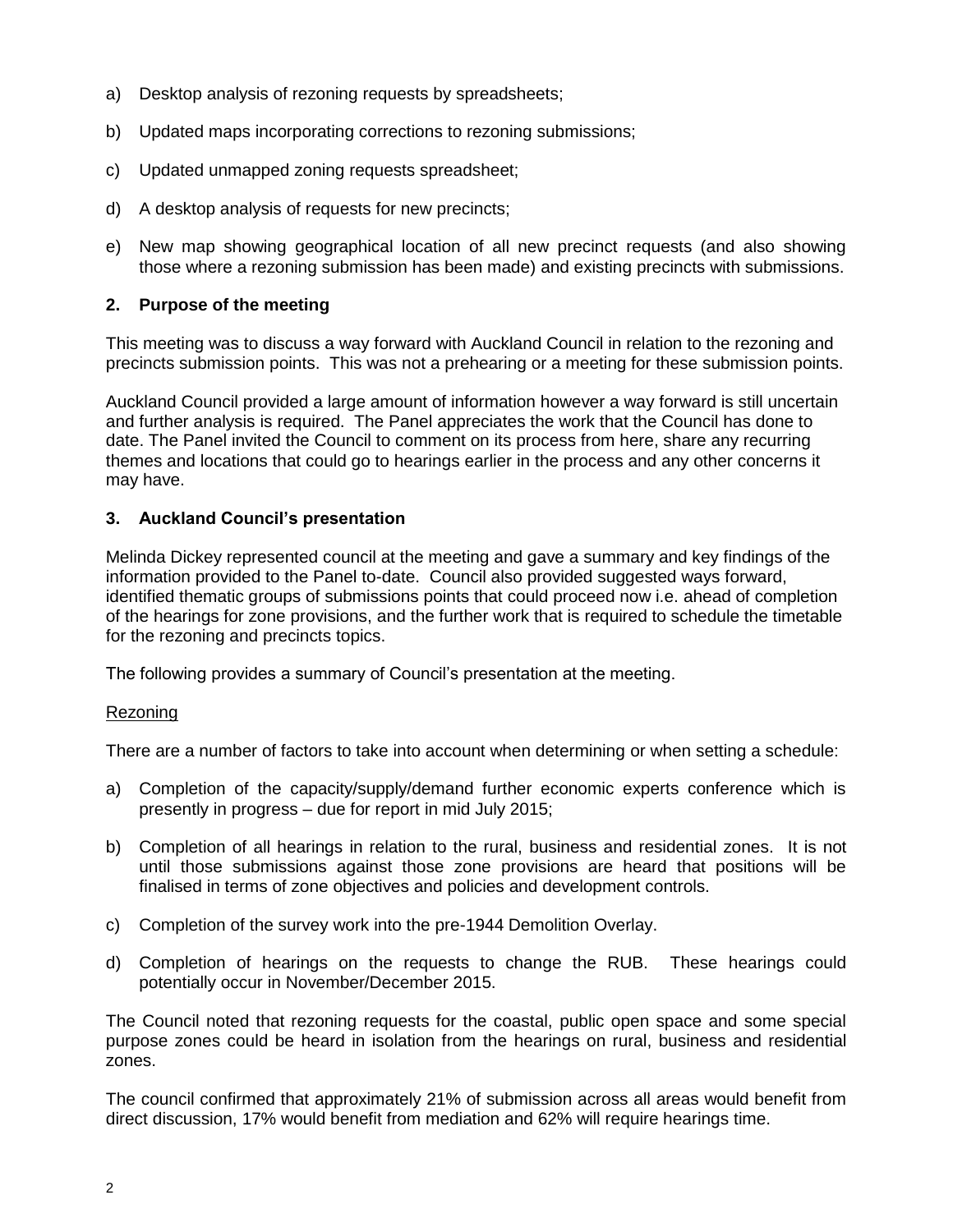a) Desktop analysis of rezoning requests by spreadsheets;

b) Updated maps incorporating corrections to rezoning submissions;

c) Updated unmapped zoning requests spreadsheet;

d) A desktop analysis of requests for new precincts;

e) New map showing geographical location of all new precinct requests (and also showing those where a rezoning submission has been made) and existing precincts with submissions.

## 2. Purpose of the meeting

This meeting was to discuss a way forward with Auckland Council in relation to the rezoning and precincts submission points. This was not a prehearing or a meeting for these submission points.

Auckland Council provided a large amount of information however a way forward is still uncertain and further analysis is required. The Panel appreciates the work that the Council has done to date. The Panel invited the Council to comment on its process from here, share any recurring themes and locations that could go to hearings earlier in the process and any other concerns it may have.

## 3. Auckland Council's presentation

Melinda Dickey represented council at the meeting and gave a summary and key findings of the information provided to the Panel to-date. Council also provided suggested ways forward, identified thematic groups of submissions points that could proceed now i.e. ahead of completion of the hearings for zone provisions, and the further work that is required to schedule the timetable for the rezoning and precincts topics.

The following provides a summary of Council's presentation at the meeting.

<u>Rezoning</u>

There are a number of factors to take into account when determining or when setting a schedule:

a) Completion of the capacity/supply/demand further economic experts conference which is presently in progress – due for report in mid July 2015;

b) Completion of all hearings in relation to the rural, business and residential zones. It is not until those submissions against those zone provisions are heard that positions will be finalised in terms of zone objectives and policies and development controls.

c) Completion of the survey work into the pre-1944 Demolition Overlay.

d) Completion of hearings on the requests to change the RUB. These hearings could potentially occur in November/December 2015.

The Council noted that rezoning requests for the coastal, public open space and some special purpose zones could be heard in isolation from the hearings on rural, business and residential zones.

The council confirmed that approximately 21% of submission across all areas would benefit from direct discussion, 17% would benefit from mediation and 62% will require hearings time.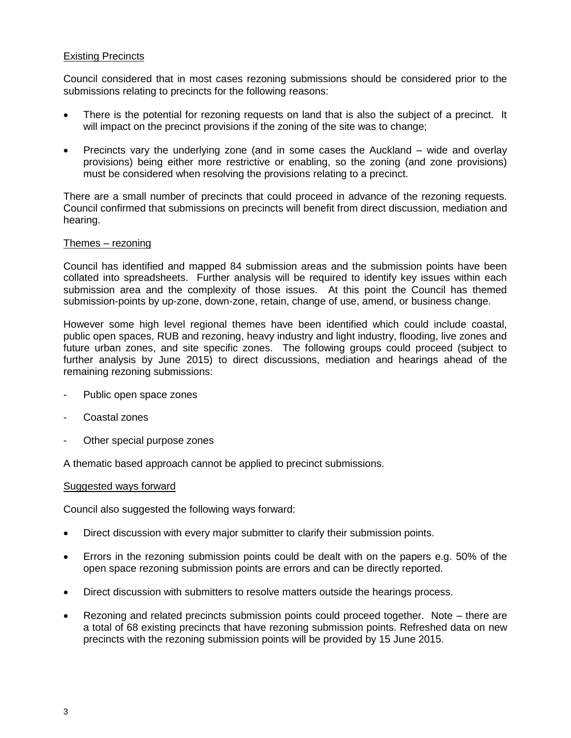Existing Precincts

Council considered that in most cases rezoning submissions should be considered prior to the submissions relating to precincts for the following reasons:

- There is the potential for rezoning requests on land that is also the subject of a precinct. It will impact on the precinct provisions if the zoning of the site was to change;
- Precincts vary the underlying zone (and in some cases the Auckland – wide and overlay provisions) being either more restrictive or enabling, so the zoning (and zone provisions) must be considered when resolving the provisions relating to a precinct.

There are a small number of precincts that could proceed in advance of the rezoning requests. Council confirmed that submissions on precincts will benefit from direct discussion, mediation and hearing.

Themes – rezoning

Council has identified and mapped 84 submission areas and the submission points have been collated into spreadsheets. Further analysis will be required to identify key issues within each submission area and the complexity of those issues. At this point the Council has themed submission-points by up-zone, down-zone, retain, change of use, amend, or business change.

However some high level regional themes have been identified which could include coastal, public open spaces, RUB and rezoning, heavy industry and light industry, flooding, live zones and future urban zones, and site specific zones. The following groups could proceed (subject to further analysis by June 2015) to direct discussions, mediation and hearings ahead of the remaining rezoning submissions:

- Public open space zones
- Coastal zones
- Other special purpose zones

A thematic based approach cannot be applied to precinct submissions.

Suggested ways forward

Council also suggested the following ways forward:

- Direct discussion with every major submitter to clarify their submission points.
- Errors in the rezoning submission points could be dealt with on the papers e.g. 50% of the open space rezoning submission points are errors and can be directly reported.
- Direct discussion with submitters to resolve matters outside the hearings process.
- Rezoning and related precincts submission points could proceed together. Note – there are a total of 68 existing precincts that have rezoning submission points. Refreshed data on new precincts with the rezoning submission points will be provided by 15 June 2015.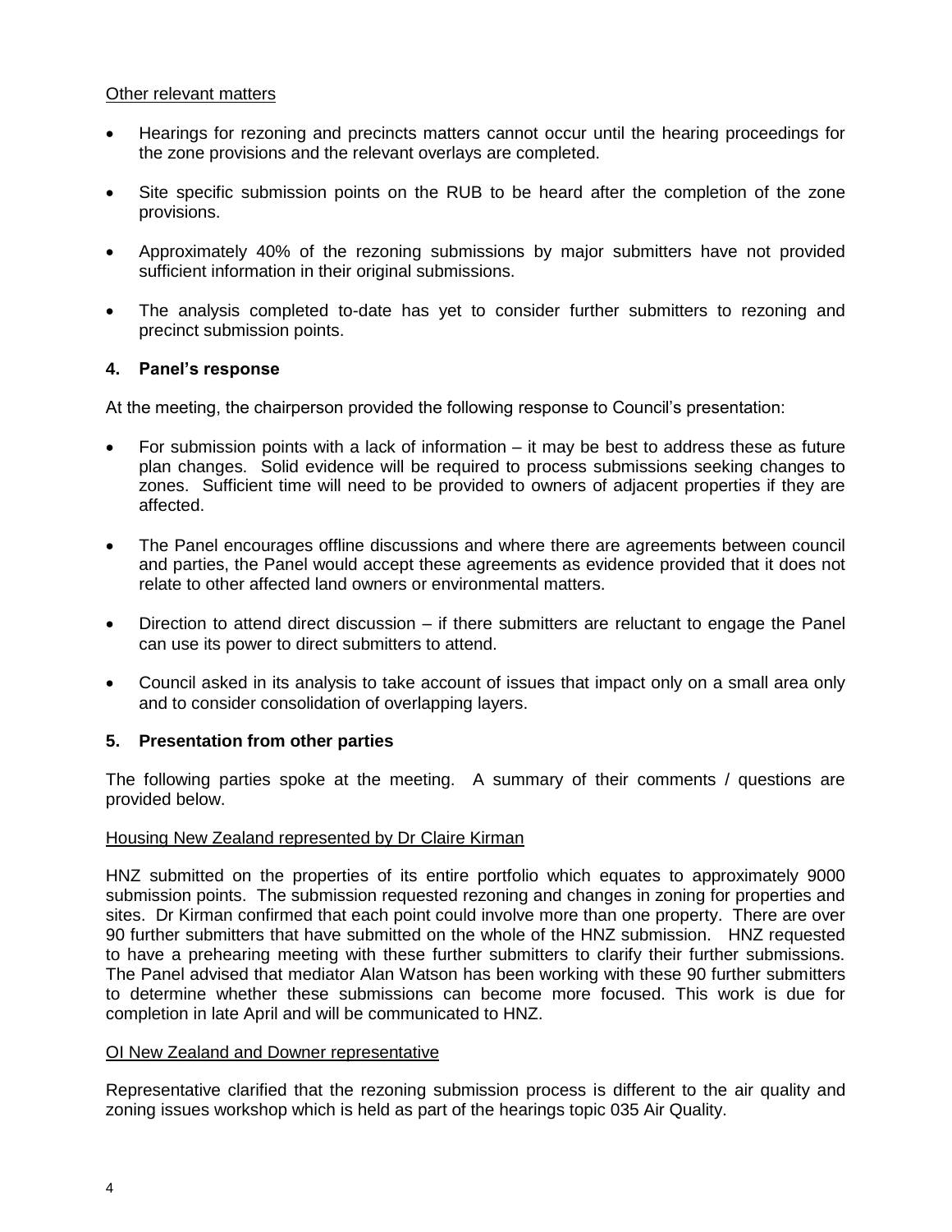Other relevant matters

- Hearings for rezoning and precincts matters cannot occur until the hearing proceedings for the zone provisions and the relevant overlays are completed.
- Site specific submission points on the RUB to be heard after the completion of the zone provisions.
- Approximately 40% of the rezoning submissions by major submitters have not provided sufficient information in their original submissions.
- The analysis completed to-date has yet to consider further submitters to rezoning and precinct submission points.

## 4. Panel's response

At the meeting, the chairperson provided the following response to Council's presentation:

- For submission points with a lack of information – it may be best to address these as future plan changes. Solid evidence will be required to process submissions seeking changes to zones. Sufficient time will need to be provided to owners of adjacent properties if they are affected.
- The Panel encourages offline discussions and where there are agreements between council and parties, the Panel would accept these agreements as evidence provided that it does not relate to other affected land owners or environmental matters.
- Direction to attend direct discussion – if there submitters are reluctant to engage the Panel can use its power to direct submitters to attend.
- Council asked in its analysis to take account of issues that impact only on a small area only and to consider consolidation of overlapping layers.

## 5. Presentation from other parties

The following parties spoke at the meeting. A summary of their comments / questions are provided below.

Housing New Zealand represented by Dr Claire Kirman

HNZ submitted on the properties of its entire portfolio which equates to approximately 9000 submission points. The submission requested rezoning and changes in zoning for properties and sites. Dr Kirman confirmed that each point could involve more than one property. There are over 90 further submitters that have submitted on the whole of the HNZ submission. HNZ requested to have a prehearing meeting with these further submitters to clarify their further submissions. The Panel advised that mediator Alan Watson has been working with these 90 further submitters to determine whether these submissions can become more focused. This work is due for completion in late April and will be communicated to HNZ.

OI New Zealand and Downer representative

Representative clarified that the rezoning submission process is different to the air quality and zoning issues workshop which is held as part of the hearings topic 035 Air Quality.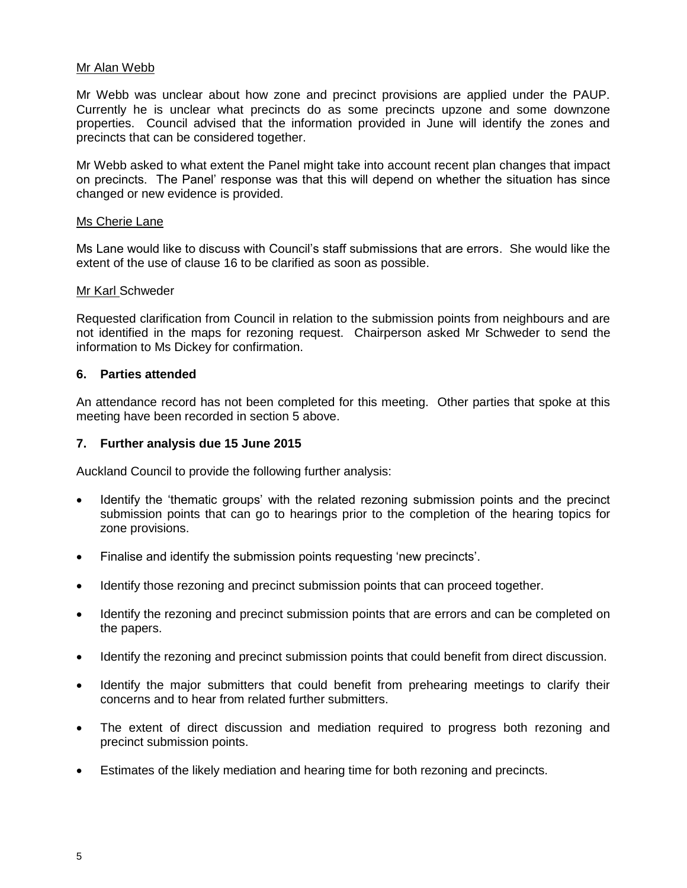Mr Alan Webb

Mr Webb was unclear about how zone and precinct provisions are applied under the PAUP. Currently he is unclear what precincts do as some precincts upzone and some downzone properties. Council advised that the information provided in June will identify the zones and precincts that can be considered together.

Mr Webb asked to what extent the Panel might take into account recent plan changes that impact on precincts. The Panel' response was that this will depend on whether the situation has since changed or new evidence is provided.

Ms Cherie Lane

Ms Lane would like to discuss with Council's staff submissions that are errors. She would like the extent of the use of clause 16 to be clarified as soon as possible.

Mr Karl Schweder

Requested clarification from Council in relation to the submission points from neighbours and are not identified in the maps for rezoning request. Chairperson asked Mr Schweder to send the information to Ms Dickey for confirmation.

## 6. Parties attended

An attendance record has not been completed for this meeting. Other parties that spoke at this meeting have been recorded in section 5 above.

## 7. Further analysis due 15 June 2015

Auckland Council to provide the following further analysis:

- Identify the 'thematic groups' with the related rezoning submission points and the precinct submission points that can go to hearings prior to the completion of the hearing topics for zone provisions.
- Finalise and identify the submission points requesting 'new precincts'.
- Identify those rezoning and precinct submission points that can proceed together.
- Identify the rezoning and precinct submission points that are errors and can be completed on the papers.
- Identify the rezoning and precinct submission points that could benefit from direct discussion.
- Identify the major submitters that could benefit from prehearing meetings to clarify their concerns and to hear from related further submitters.
- The extent of direct discussion and mediation required to progress both rezoning and precinct submission points.
- Estimates of the likely mediation and hearing time for both rezoning and precincts.